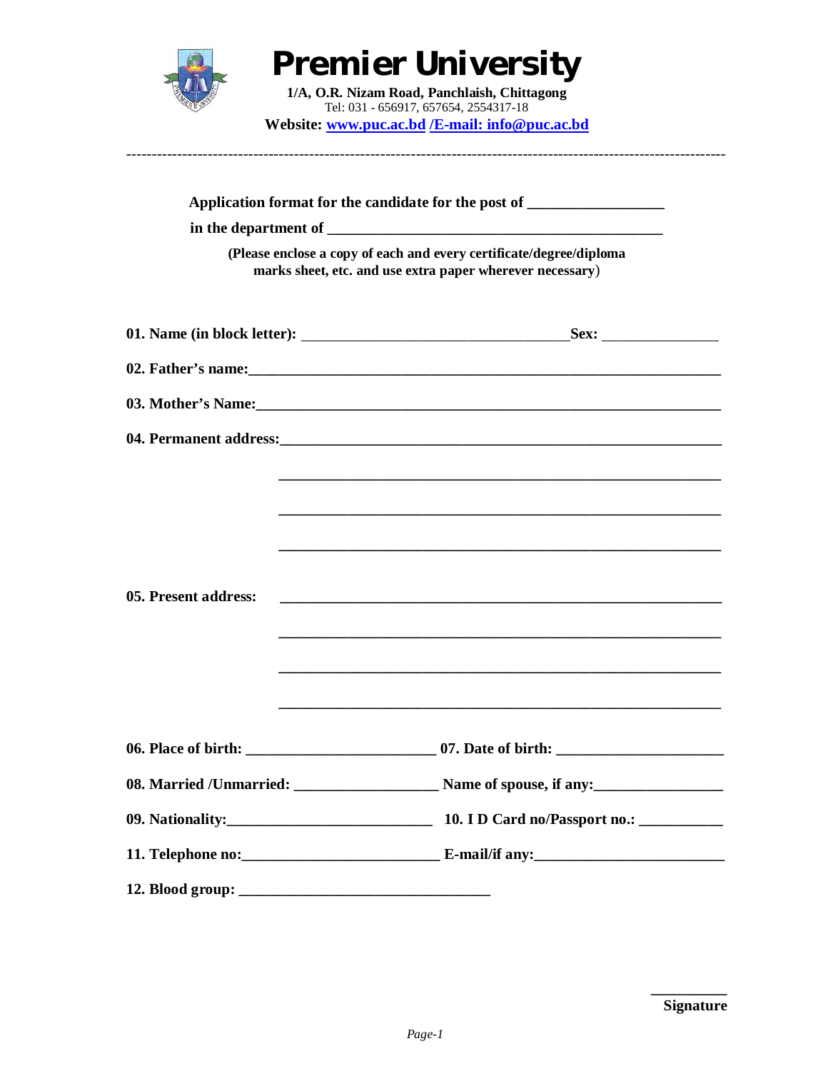# Premier University

**1/A, O.R. Nizam Road, Panchlaish, Chittagong**
Tel: 031 - 656917, 657654, 2554317-18
**Website: www.puc.ac.bd /E-mail: info@puc.ac.bd**

---

**Application format for the candidate for the post of ________________**

**in the department of ________________________________________**

**(Please enclose a copy of each and every certificate/degree/diploma marks sheet, etc. and use extra paper wherever necessary)**

**01. Name (in block letter):** ________________________________ **Sex:** ______________

**02. Father's name:**__________________________________________________________

**03. Mother's Name:**_________________________________________________________

**04. Permanent address:**______________________________________________________

______________________________________________________

______________________________________________________

______________________________________________________

**05. Present address:** ______________________________________________________

______________________________________________________

______________________________________________________

______________________________________________________

**06. Place of birth:** ______________________ **07. Date of birth:** ____________________

**08. Married /Unmarried:** _________________ **Name of spouse, if any:**_______________

**09. Nationality:**________________________ **10. I D Card no/Passport no.:** __________

**11. Telephone no:**_______________________ **E-mail/if any:**______________________

**12. Blood group:** ______________________________

__________
**Signature**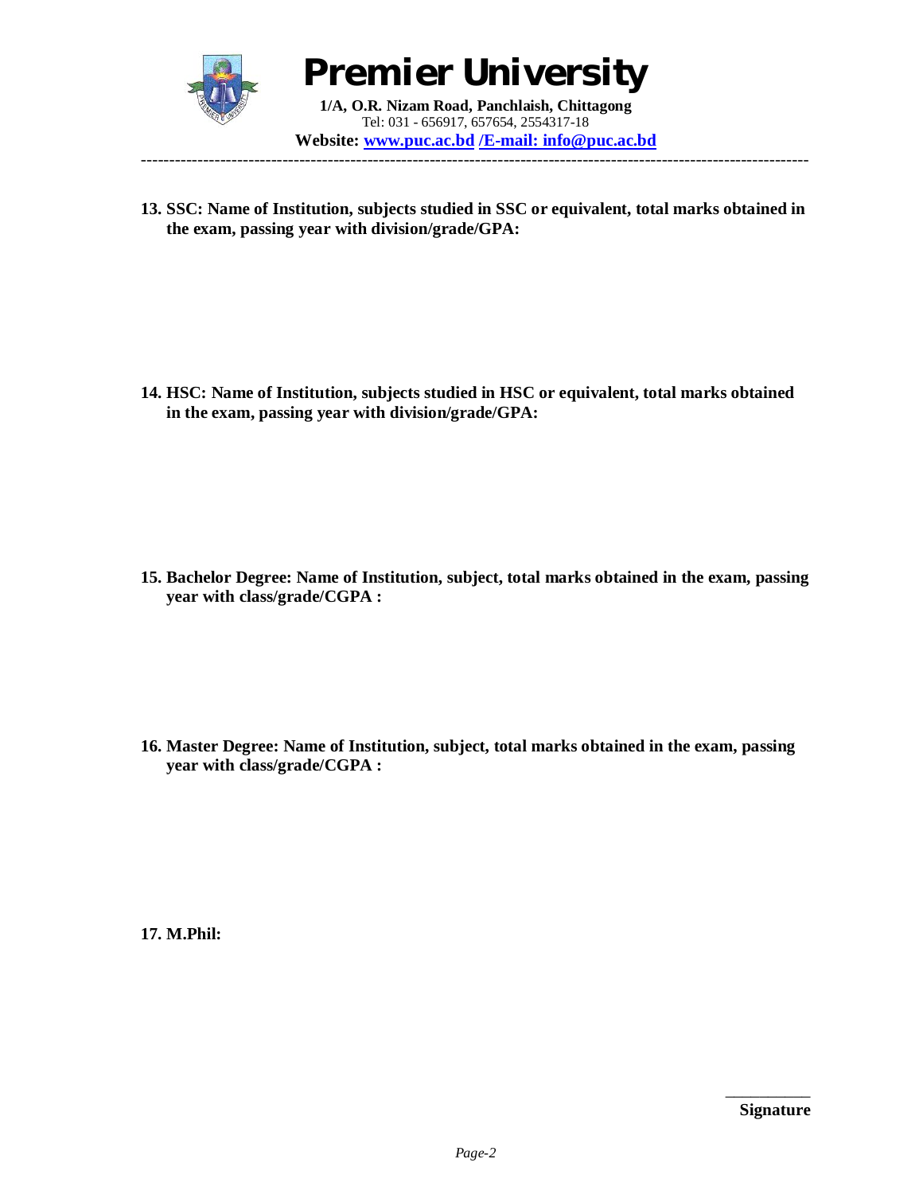# Premier University

**1/A, O.R. Nizam Road, Panchlaish, Chittagong**
Tel: 031 - 656917, 657654, 2554317-18
**Website: www.puc.ac.bd /E-mail: info@puc.ac.bd**

---

**13. SSC: Name of Institution, subjects studied in SSC or equivalent, total marks obtained in the exam, passing year with division/grade/GPA:**

**14. HSC: Name of Institution, subjects studied in HSC or equivalent, total marks obtained in the exam, passing year with division/grade/GPA:**

**15. Bachelor Degree: Name of Institution, subject, total marks obtained in the exam, passing year with class/grade/CGPA :**

**16. Master Degree: Name of Institution, subject, total marks obtained in the exam, passing year with class/grade/CGPA :**

**17. M.Phil:**

\_\_\_\_\_\_\_\_\_\_\_
**Signature**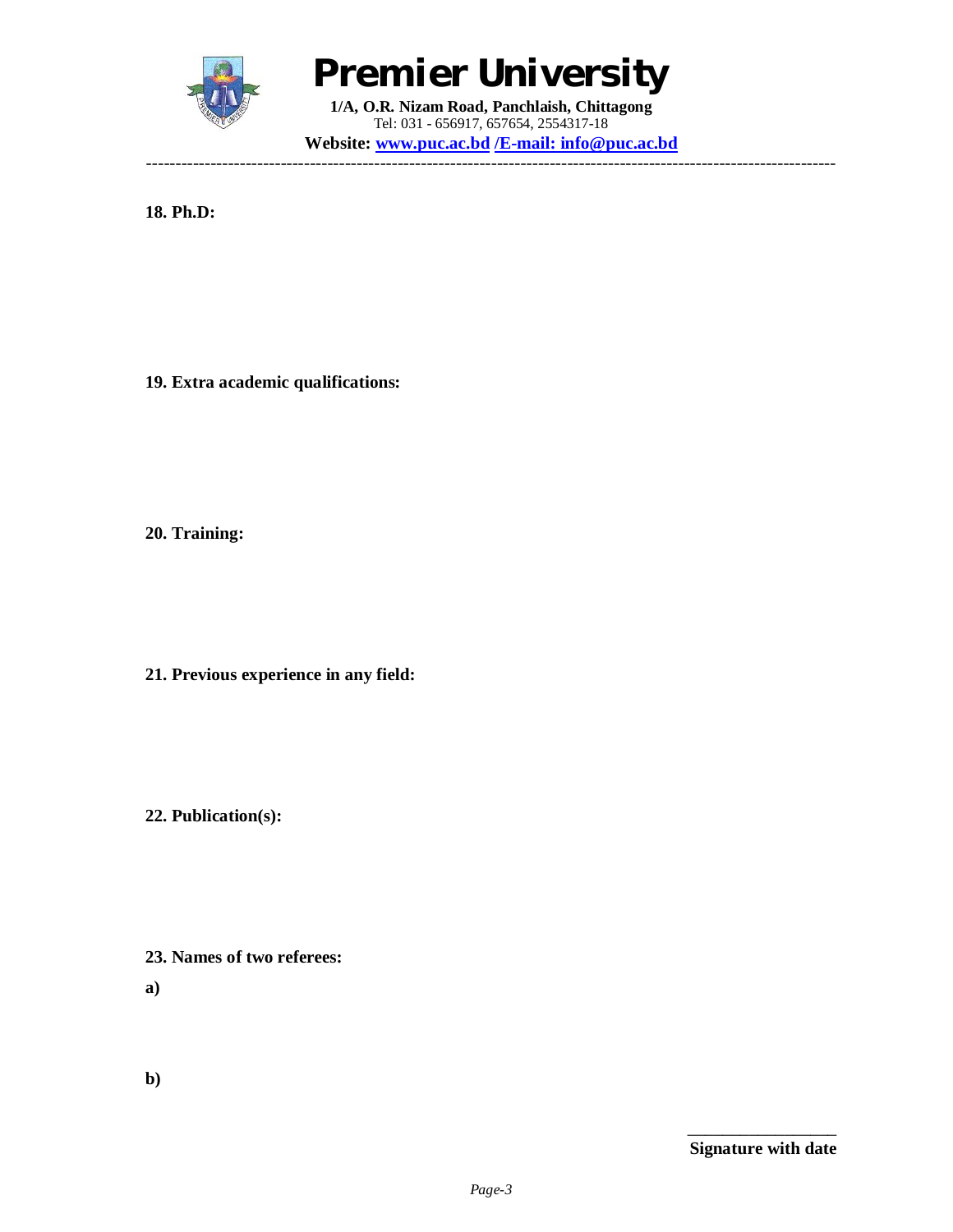# Premier University

**1/A, O.R. Nizam Road, Panchlaish, Chittagong**
Tel: 031 - 656917, 657654, 2554317-18
**Website: www.puc.ac.bd /E-mail: info@puc.ac.bd**

---

**18. Ph.D:**

**19. Extra academic qualifications:**

**20. Training:**

**21. Previous experience in any field:**

**22. Publication(s):**

**23. Names of two referees:**

**a)**

**b)**

\_\_\_\_\_\_\_\_\_\_\_\_\_\_\_\_\_\_

**Signature with date**